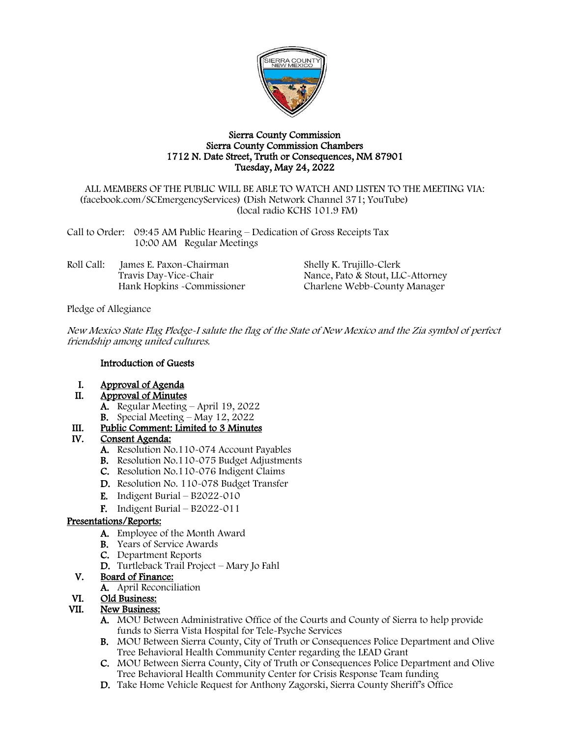# Sierra County Commission
## Sierra County Commission Chambers
## 1712 N. Date Street, Truth or Consequences, NM 87901
## Tuesday, May 24, 2022

ALL MEMBERS OF THE PUBLIC WILL BE ABLE TO WATCH AND LISTEN TO THE MEETING VIA: (facebook.com/SCEmergencyServices) (Dish Network Channel 371; YouTube) (local radio KCHS 101.9 FM)

Call to Order: 09:45 AM Public Hearing – Dedication of Gross Receipts Tax
10:00 AM Regular Meetings

Roll Call:
James E. Paxon-Chairman
Travis Day-Vice-Chair
Hank Hopkins -Commissioner
Shelly K. Trujillo-Clerk
Nance, Pato & Stout, LLC-Attorney
Charlene Webb-County Manager

Pledge of Allegiance

*New Mexico State Flag Pledge-I salute the flag of the State of New Mexico and the Zia symbol of perfect friendship among united cultures.*

**Introduction of Guests**

**I. Approval of Agenda**

**II. Approval of Minutes**
- **A.** Regular Meeting – April 19, 2022
- **B.** Special Meeting – May 12, 2022

**III. Public Comment: Limited to 3 Minutes**

**IV. Consent Agenda:**
- **A.** Resolution No.110-074 Account Payables
- **B.** Resolution No.110-075 Budget Adjustments
- **C.** Resolution No.110-076 Indigent Claims
- **D.** Resolution No. 110-078 Budget Transfer
- **E.** Indigent Burial – B2022-010
- **F.** Indigent Burial – B2022-011

**Presentations/Reports:**
- **A.** Employee of the Month Award
- **B.** Years of Service Awards
- **C.** Department Reports
- **D.** Turtleback Trail Project – Mary Jo Fahl

**V. Board of Finance:**
- **A.** April Reconciliation

**VI. Old Business:**

**VII. New Business:**
- **A.** MOU Between Administrative Office of the Courts and County of Sierra to help provide funds to Sierra Vista Hospital for Tele-Psyche Services
- **B.** MOU Between Sierra County, City of Truth or Consequences Police Department and Olive Tree Behavioral Health Community Center regarding the LEAD Grant
- **C.** MOU Between Sierra County, City of Truth or Consequences Police Department and Olive Tree Behavioral Health Community Center for Crisis Response Team funding
- **D.** Take Home Vehicle Request for Anthony Zagorski, Sierra County Sheriff's Office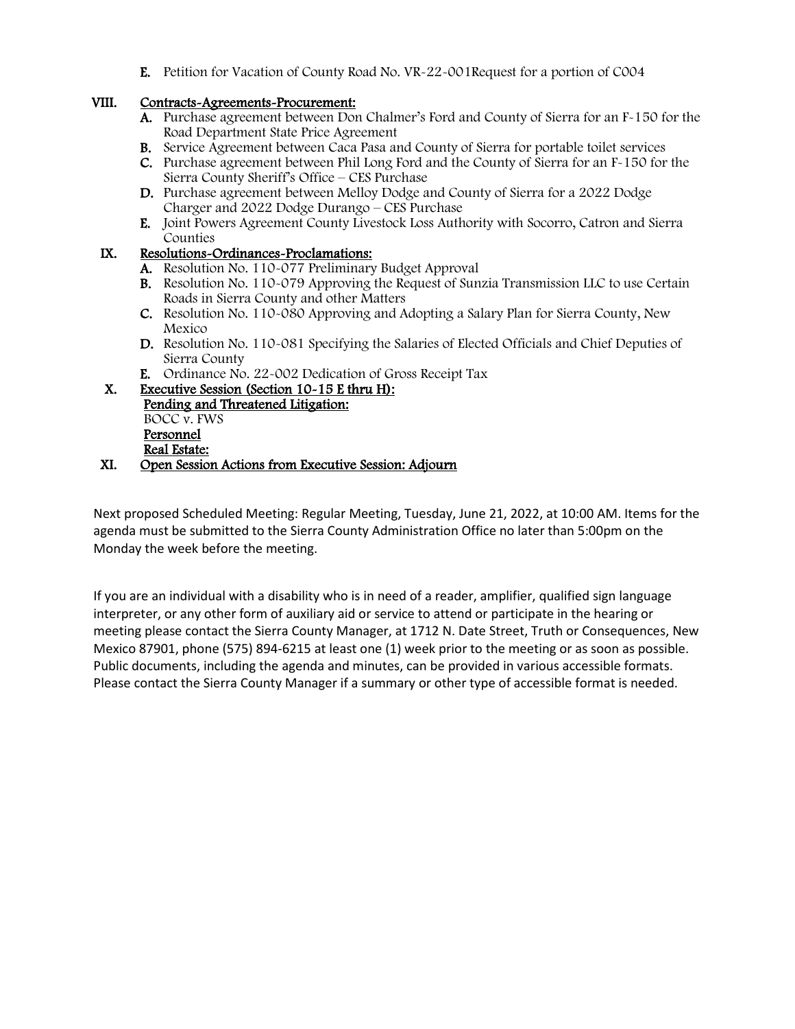E. Petition for Vacation of County Road No. VR-22-001Request for a portion of C004

## VIII. Contracts-Agreements-Procurement:

A. Purchase agreement between Don Chalmer's Ford and County of Sierra for an F-150 for the Road Department State Price Agreement

B. Service Agreement between Caca Pasa and County of Sierra for portable toilet services

C. Purchase agreement between Phil Long Ford and the County of Sierra for an F-150 for the Sierra County Sheriff's Office – CES Purchase

D. Purchase agreement between Melloy Dodge and County of Sierra for a 2022 Dodge Charger and 2022 Dodge Durango – CES Purchase

E. Joint Powers Agreement County Livestock Loss Authority with Socorro, Catron and Sierra Counties

## IX. Resolutions-Ordinances-Proclamations:

A. Resolution No. 110-077 Preliminary Budget Approval

B. Resolution No. 110-079 Approving the Request of Sunzia Transmission LLC to use Certain Roads in Sierra County and other Matters

C. Resolution No. 110-080 Approving and Adopting a Salary Plan for Sierra County, New Mexico

D. Resolution No. 110-081 Specifying the Salaries of Elected Officials and Chief Deputies of Sierra County

E. Ordinance No. 22-002 Dedication of Gross Receipt Tax

## X. Executive Session (Section 10-15 E thru H):

Pending and Threatened Litigation:

BOCC v. FWS

Personnel

Real Estate:

## XI. Open Session Actions from Executive Session: Adjourn

Next proposed Scheduled Meeting: Regular Meeting, Tuesday, June 21, 2022, at 10:00 AM. Items for the agenda must be submitted to the Sierra County Administration Office no later than 5:00pm on the Monday the week before the meeting.

If you are an individual with a disability who is in need of a reader, amplifier, qualified sign language interpreter, or any other form of auxiliary aid or service to attend or participate in the hearing or meeting please contact the Sierra County Manager, at 1712 N. Date Street, Truth or Consequences, New Mexico 87901, phone (575) 894-6215 at least one (1) week prior to the meeting or as soon as possible. Public documents, including the agenda and minutes, can be provided in various accessible formats. Please contact the Sierra County Manager if a summary or other type of accessible format is needed.